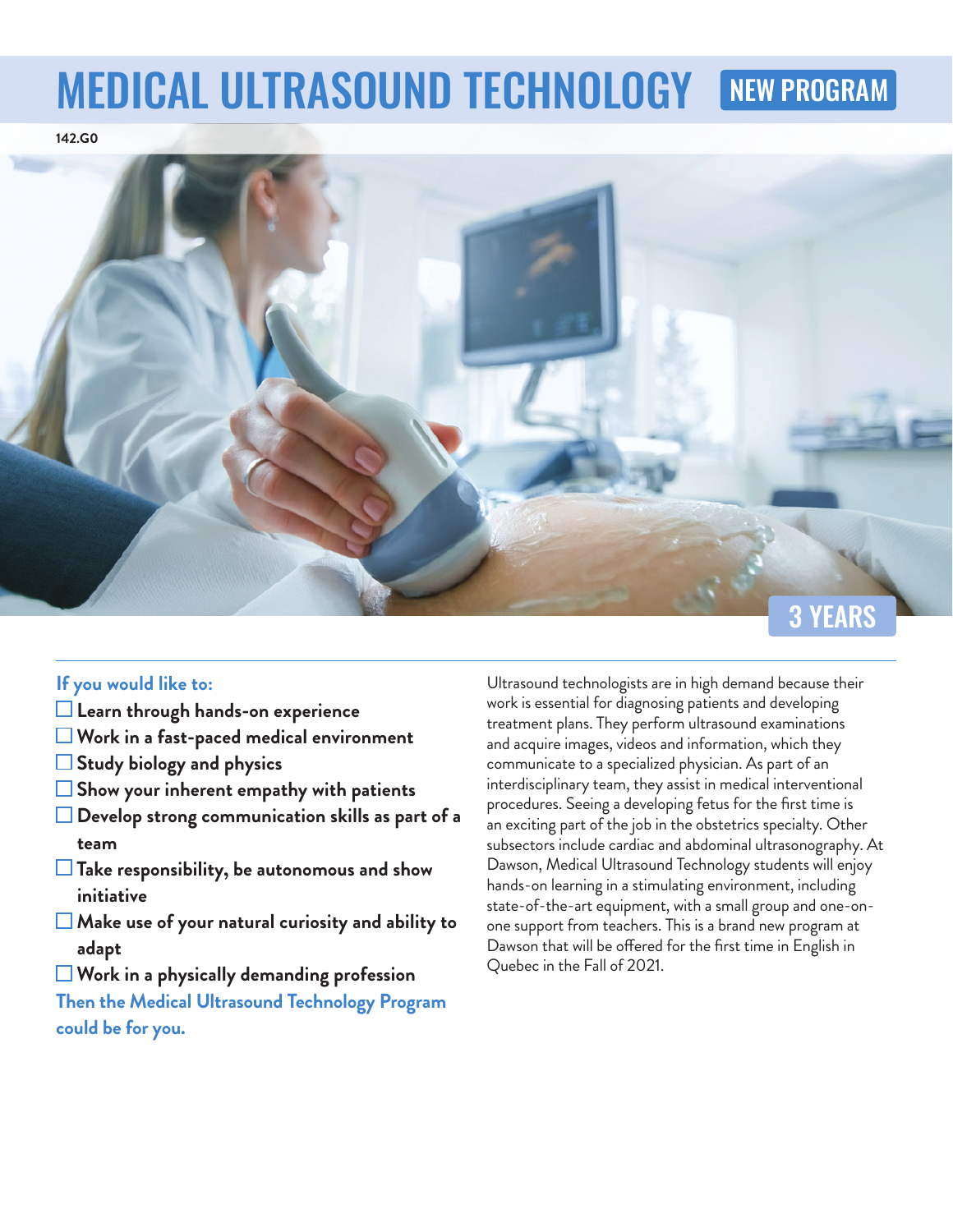# MEDICAL ULTRASOUND TECHNOLOGY NEW PROGRAM

**142.G0**

3 YEARS

**If you would like to:**

- ☐ **Learn through hands-on experience**
- ☐ **Work in a fast-paced medical environment**
- ☐ **Study biology and physics**
- ☐ **Show your inherent empathy with patients**
- ☐ **Develop strong communication skills as part of a team**
- ☐ **Take responsibility, be autonomous and show initiative**
- ☐ **Make use of your natural curiosity and ability to adapt**
- ☐ **Work in a physically demanding profession**

**Then the Medical Ultrasound Technology Program could be for you.**

Ultrasound technologists are in high demand because their work is essential for diagnosing patients and developing treatment plans. They perform ultrasound examinations and acquire images, videos and information, which they communicate to a specialized physician. As part of an interdisciplinary team, they assist in medical interventional procedures. Seeing a developing fetus for the first time is an exciting part of the job in the obstetrics specialty. Other subsectors include cardiac and abdominal ultrasonography. At Dawson, Medical Ultrasound Technology students will enjoy hands-on learning in a stimulating environment, including state-of-the-art equipment, with a small group and one-on-one support from teachers. This is a brand new program at Dawson that will be offered for the first time in English in Quebec in the Fall of 2021.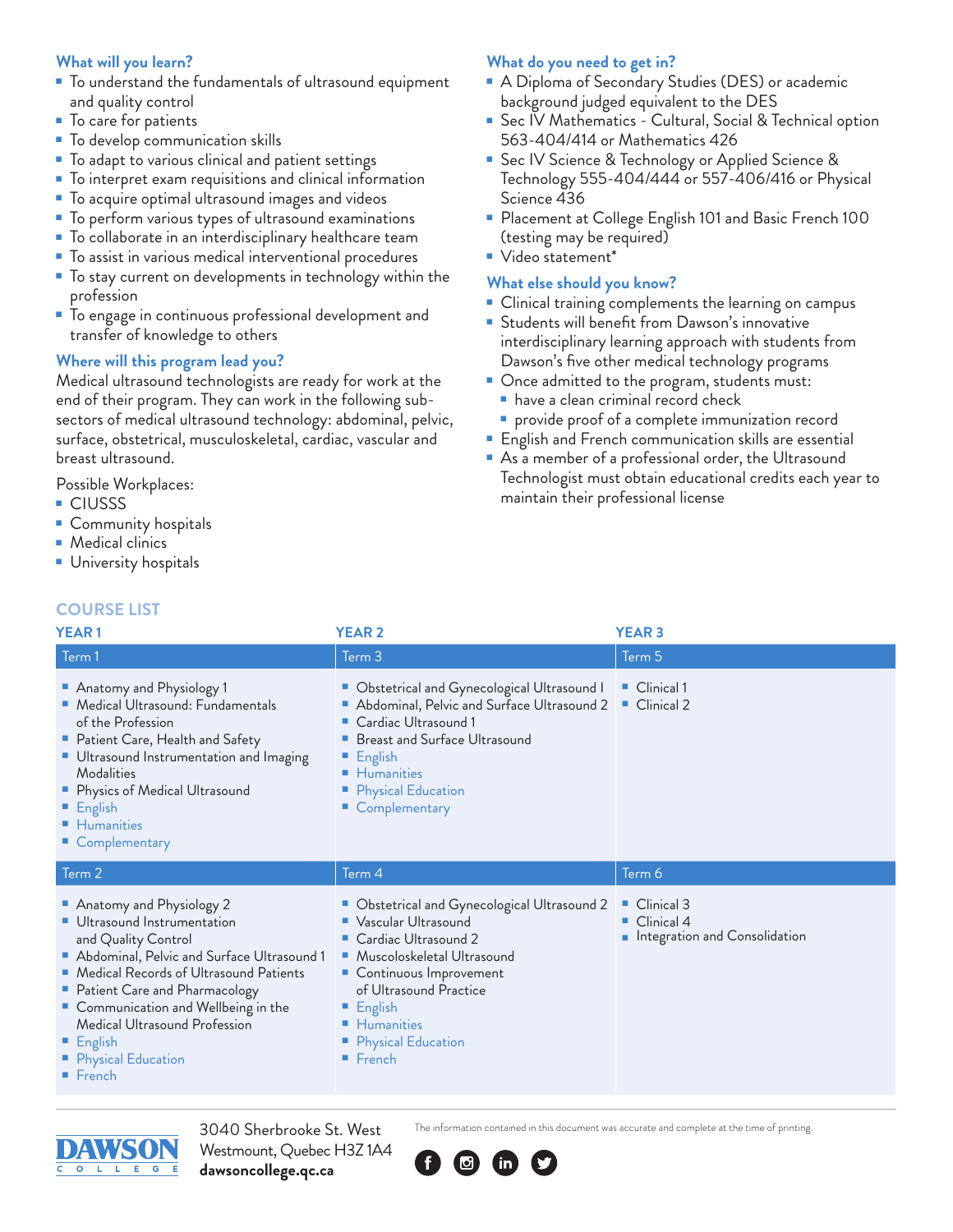## What will you learn?

- To understand the fundamentals of ultrasound equipment and quality control
- To care for patients
- To develop communication skills
- To adapt to various clinical and patient settings
- To interpret exam requisitions and clinical information
- To acquire optimal ultrasound images and videos
- To perform various types of ultrasound examinations
- To collaborate in an interdisciplinary healthcare team
- To assist in various medical interventional procedures
- To stay current on developments in technology within the profession
- To engage in continuous professional development and transfer of knowledge to others

## Where will this program lead you?

Medical ultrasound technologists are ready for work at the end of their program. They can work in the following sub-sectors of medical ultrasound technology: abdominal, pelvic, surface, obstetrical, musculoskeletal, cardiac, vascular and breast ultrasound.

Possible Workplaces:

- CIUSSS
- Community hospitals
- Medical clinics
- University hospitals

## What do you need to get in?

- A Diploma of Secondary Studies (DES) or academic background judged equivalent to the DES
- Sec IV Mathematics - Cultural, Social & Technical option 563-404/414 or Mathematics 426
- Sec IV Science & Technology or Applied Science & Technology 555-404/444 or 557-406/416 or Physical Science 436
- Placement at College English 101 and Basic French 100 (testing may be required)
- Video statement*

## What else should you know?

- Clinical training complements the learning on campus
- Students will benefit from Dawson's innovative interdisciplinary learning approach with students from Dawson's five other medical technology programs
- Once admitted to the program, students must:
  - have a clean criminal record check
  - provide proof of a complete immunization record
- English and French communication skills are essential
- As a member of a professional order, the Ultrasound Technologist must obtain educational credits each year to maintain their professional license

## COURSE LIST

| YEAR 1 | YEAR 2 | YEAR 3 |
|---|---|---|
| **Term 1** | **Term 3** | **Term 5** |
| Anatomy and Physiology 1<br>Medical Ultrasound: Fundamentals of the Profession<br>Patient Care, Health and Safety<br>Ultrasound Instrumentation and Imaging Modalities<br>Physics of Medical Ultrasound<br>English<br>Humanities<br>Complementary | Obstetrical and Gynecological Ultrasound I<br>Abdominal, Pelvic and Surface Ultrasound 2<br>Cardiac Ultrasound 1<br>Breast and Surface Ultrasound<br>English<br>Humanities<br>Physical Education<br>Complementary | Clinical 1<br>Clinical 2 |
| **Term 2** | **Term 4** | **Term 6** |
| Anatomy and Physiology 2<br>Ultrasound Instrumentation and Quality Control<br>Abdominal, Pelvic and Surface Ultrasound 1<br>Medical Records of Ultrasound Patients<br>Patient Care and Pharmacology<br>Communication and Wellbeing in the Medical Ultrasound Profession<br>English<br>Physical Education<br>French | Obstetrical and Gynecological Ultrasound 2<br>Vascular Ultrasound<br>Cardiac Ultrasound 2<br>Muscoloskeletal Ultrasound<br>Continuous Improvement of Ultrasound Practice<br>English<br>Humanities<br>Physical Education<br>French | Clinical 3<br>Clinical 4<br>Integration and Consolidation |

DAWSON COLLEGE

3040 Sherbrooke St. West
Westmount, Quebec H3Z 1A4
**dawsoncollege.qc.ca**

The information contained in this document was accurate and complete at the time of printing.